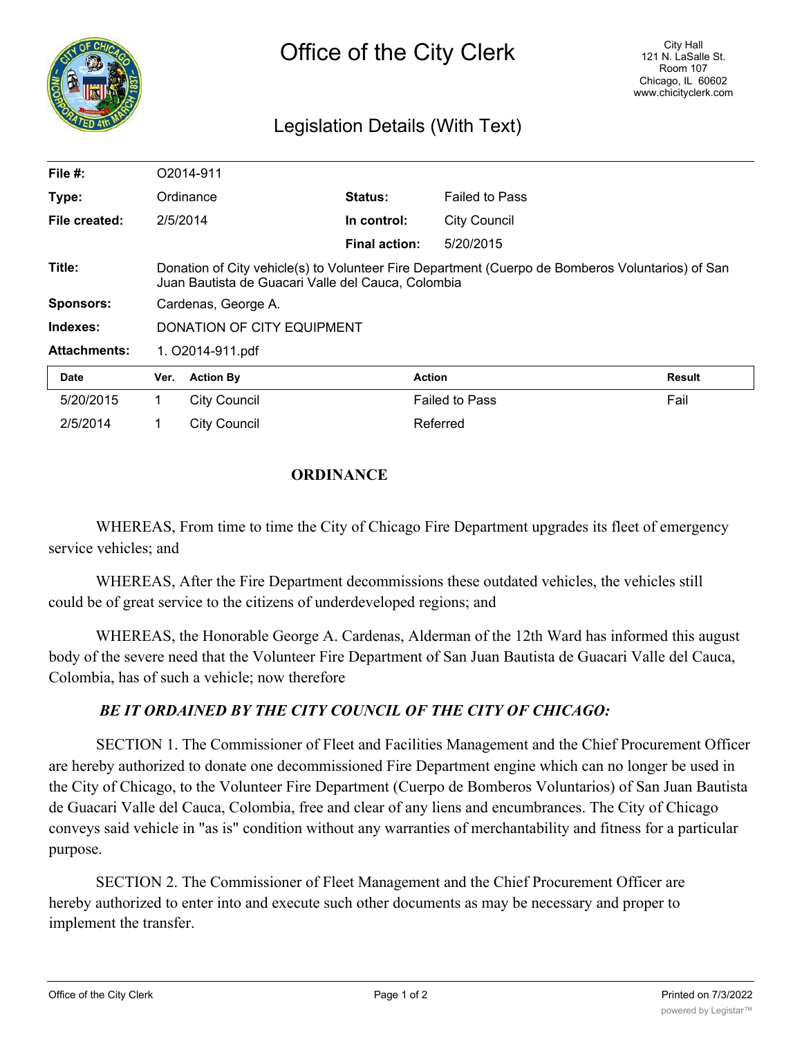# Office of the City Clerk

City Hall
121 N. LaSalle St.
Room 107
Chicago, IL 60602
www.chicityclerk.com

## Legislation Details (With Text)

| | | | |
|---|---|---|---|
| **File #:** | O2014-911 | | |
| **Type:** | Ordinance | **Status:** | Failed to Pass |
| **File created:** | 2/5/2014 | **In control:** | City Council |
| | | **Final action:** | 5/20/2015 |
| **Title:** | Donation of City vehicle(s) to Volunteer Fire Department (Cuerpo de Bomberos Voluntarios) of San Juan Bautista de Guacari Valle del Cauca, Colombia | | |
| **Sponsors:** | Cardenas, George A. | | |
| **Indexes:** | DONATION OF CITY EQUIPMENT | | |
| **Attachments:** | 1. O2014-911.pdf | | |

| Date | Ver. | Action By | Action | Result |
|---|---|---|---|---|
| 5/20/2015 | 1 | City Council | Failed to Pass | Fail |
| 2/5/2014 | 1 | City Council | Referred | |

**ORDINANCE**

WHEREAS, From time to time the City of Chicago Fire Department upgrades its fleet of emergency service vehicles; and

WHEREAS, After the Fire Department decommissions these outdated vehicles, the vehicles still could be of great service to the citizens of underdeveloped regions; and

WHEREAS, the Honorable George A. Cardenas, Alderman of the 12th Ward has informed this august body of the severe need that the Volunteer Fire Department of San Juan Bautista de Guacari Valle del Cauca, Colombia, has of such a vehicle; now therefore

***BE IT ORDAINED BY THE CITY COUNCIL OF THE CITY OF CHICAGO:***

SECTION 1. The Commissioner of Fleet and Facilities Management and the Chief Procurement Officer are hereby authorized to donate one decommissioned Fire Department engine which can no longer be used in the City of Chicago, to the Volunteer Fire Department (Cuerpo de Bomberos Voluntarios) of San Juan Bautista de Guacari Valle del Cauca, Colombia, free and clear of any liens and encumbrances. The City of Chicago conveys said vehicle in "as is" condition without any warranties of merchantability and fitness for a particular purpose.

SECTION 2. The Commissioner of Fleet Management and the Chief Procurement Officer are hereby authorized to enter into and execute such other documents as may be necessary and proper to implement the transfer.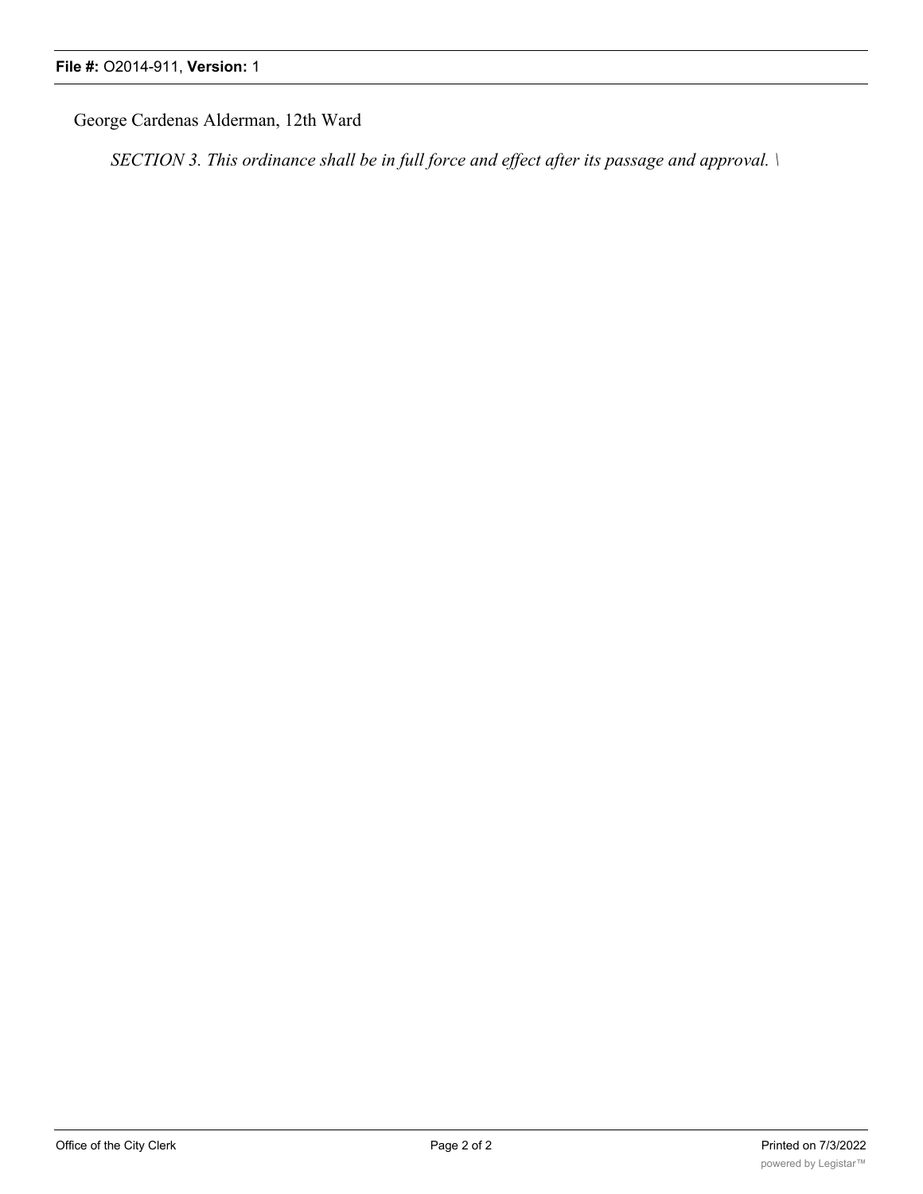George Cardenas Alderman, 12th Ward

*SECTION 3. This ordinance shall be in full force and effect after its passage and approval. \*